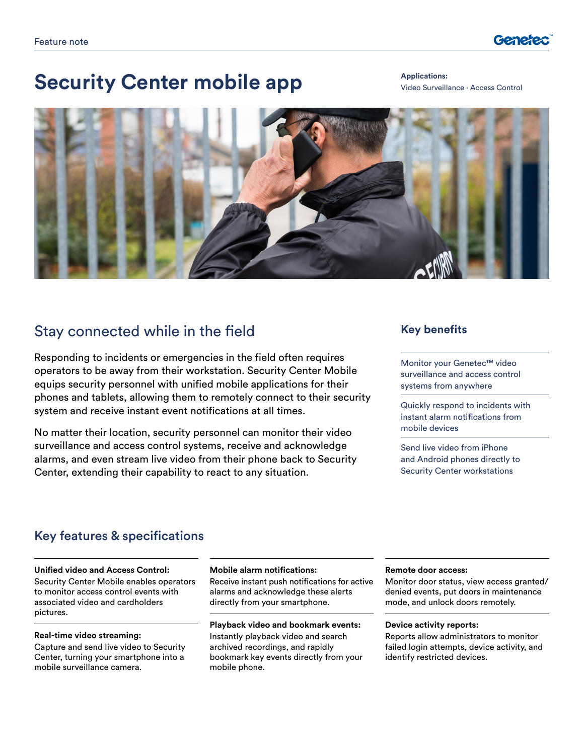Feature note

# Security Center mobile app

**Applications:**
Video Surveillance · Access Control

## Stay connected while in the field

Responding to incidents or emergencies in the field often requires operators to be away from their workstation. Security Center Mobile equips security personnel with unified mobile applications for their phones and tablets, allowing them to remotely connect to their security system and receive instant event notifications at all times.

No matter their location, security personnel can monitor their video surveillance and access control systems, receive and acknowledge alarms, and even stream live video from their phone back to Security Center, extending their capability to react to any situation.

## Key benefits

- Monitor your Genetec™ video surveillance and access control systems from anywhere
- Quickly respond to incidents with instant alarm notifications from mobile devices
- Send live video from iPhone and Android phones directly to Security Center workstations

## Key features & specifications

**Unified video and Access Control:**
Security Center Mobile enables operators to monitor access control events with associated video and cardholders pictures.

**Real-time video streaming:**
Capture and send live video to Security Center, turning your smartphone into a mobile surveillance camera.

**Mobile alarm notifications:**
Receive instant push notifications for active alarms and acknowledge these alerts directly from your smartphone.

**Playback video and bookmark events:**
Instantly playback video and search archived recordings, and rapidly bookmark key events directly from your mobile phone.

**Remote door access:**
Monitor door status, view access granted/denied events, put doors in maintenance mode, and unlock doors remotely.

**Device activity reports:**
Reports allow administrators to monitor failed login attempts, device activity, and identify restricted devices.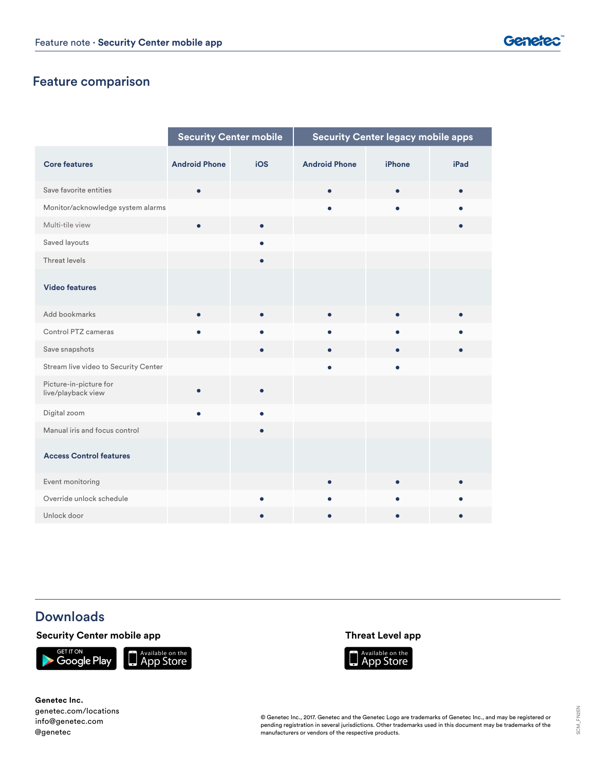## Feature comparison

| | Security Center mobile | | Security Center legacy mobile apps | | |
|---|---|---|---|---|---|
| **Core features** | **Android Phone** | **iOS** | **Android Phone** | **iPhone** | **iPad** |
| Save favorite entities | • | | • | • | • |
| Monitor/acknowledge system alarms | | | • | • | • |
| Multi-tile view | • | • | | | • |
| Saved layouts | | • | | | |
| Threat levels | | • | | | |
| **Video features** | | | | | |
| Add bookmarks | • | • | • | • | • |
| Control PTZ cameras | • | • | • | • | • |
| Save snapshots | | • | • | • | • |
| Stream live video to Security Center | | | • | • | |
| Picture-in-picture for live/playback view | • | • | | | |
| Digital zoom | • | • | | | |
| Manual iris and focus control | | • | | | |
| **Access Control features** | | | | | |
| Event monitoring | | | • | • | • |
| Override unlock schedule | | • | • | • | • |
| Unlock door | | • | • | • | • |

## Downloads

**Security Center mobile app**

GET IT ON Google Play

Available on the App Store

**Threat Level app**

Available on the App Store

**Genetec Inc.**
genetec.com/locations
info@genetec.com
@genetec

© Genetec Inc., 2017. Genetec and the Genetec Logo are trademarks of Genetec Inc., and may be registered or pending registration in several jurisdictions. Other trademarks used in this document may be trademarks of the manufacturers or vendors of the respective products.

SCM_FN2EN